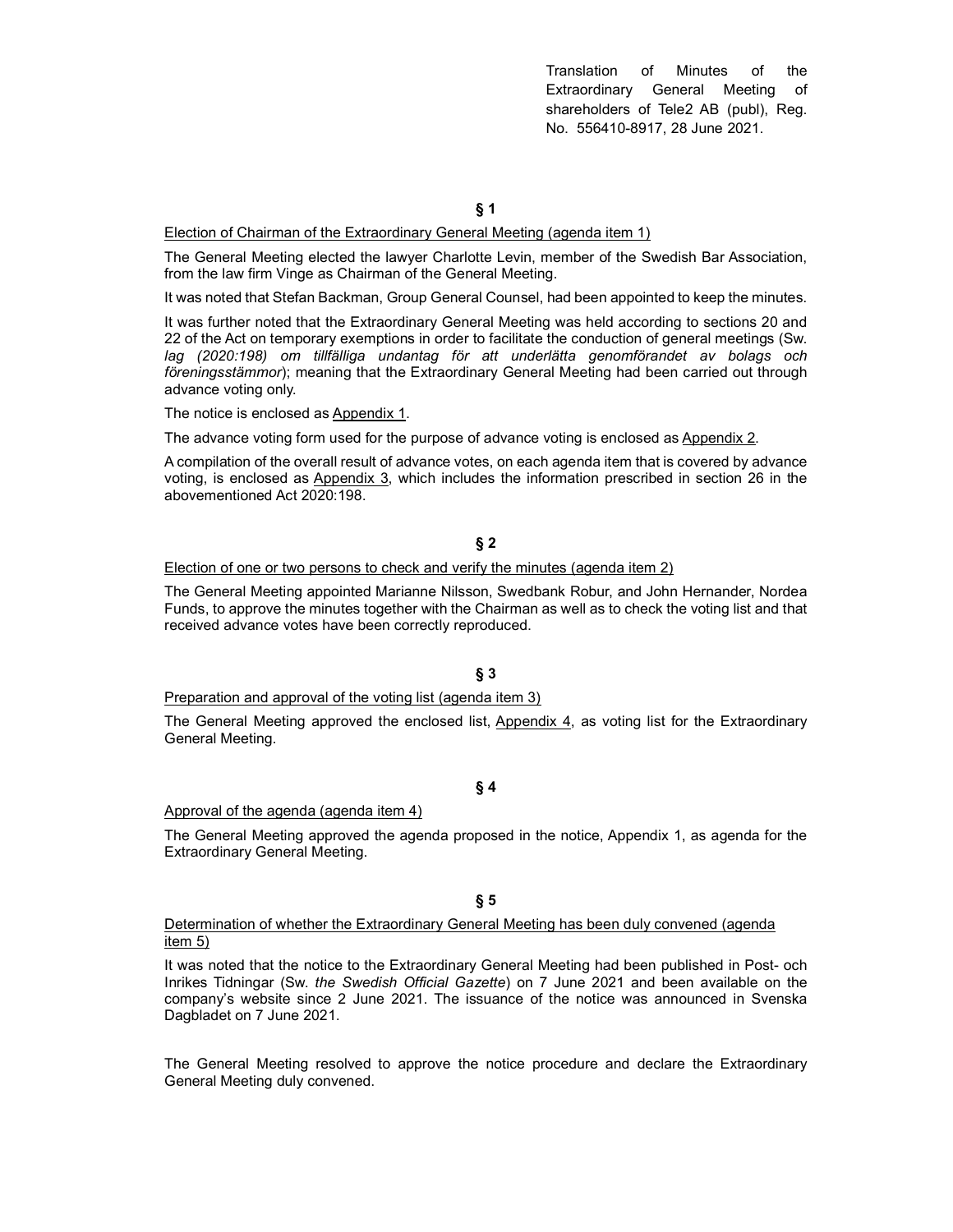Translation of Minutes of the Extraordinary General Meeting of shareholders of Tele2 AB (publ), Reg. No. 556410-8917, 28 June 2021.

## § 1

Election of Chairman of the Extraordinary General Meeting (agenda item 1)

The General Meeting elected the lawyer Charlotte Levin, member of the Swedish Bar Association, from the law firm Vinge as Chairman of the General Meeting.

It was noted that Stefan Backman, Group General Counsel, had been appointed to keep the minutes.

It was further noted that the Extraordinary General Meeting was held according to sections 20 and 22 of the Act on temporary exemptions in order to facilitate the conduction of general meetings (Sw. *lag (2020:198) om tillfälliga undantag för att underlätta genomförandet av bolags och föreningsstämmor*); meaning that the Extraordinary General Meeting had been carried out through advance voting only.

The notice is enclosed as Appendix 1.

The advance voting form used for the purpose of advance voting is enclosed as Appendix 2.

A compilation of the overall result of advance votes, on each agenda item that is covered by advance voting, is enclosed as Appendix 3, which includes the information prescribed in section 26 in the abovementioned Act 2020:198.

## § 2

Election of one or two persons to check and verify the minutes (agenda item 2)

The General Meeting appointed Marianne Nilsson, Swedbank Robur, and John Hernander, Nordea Funds, to approve the minutes together with the Chairman as well as to check the voting list and that received advance votes have been correctly reproduced.

## § 3

Preparation and approval of the voting list (agenda item 3)

The General Meeting approved the enclosed list, Appendix 4, as voting list for the Extraordinary General Meeting.

## § 4

Approval of the agenda (agenda item 4)

The General Meeting approved the agenda proposed in the notice, Appendix 1, as agenda for the Extraordinary General Meeting.

## § 5

Determination of whether the Extraordinary General Meeting has been duly convened (agenda item 5)

It was noted that the notice to the Extraordinary General Meeting had been published in Post- och Inrikes Tidningar (Sw. *the Swedish Official Gazette*) on 7 June 2021 and been available on the company's website since 2 June 2021. The issuance of the notice was announced in Svenska Dagbladet on 7 June 2021.

The General Meeting resolved to approve the notice procedure and declare the Extraordinary General Meeting duly convened.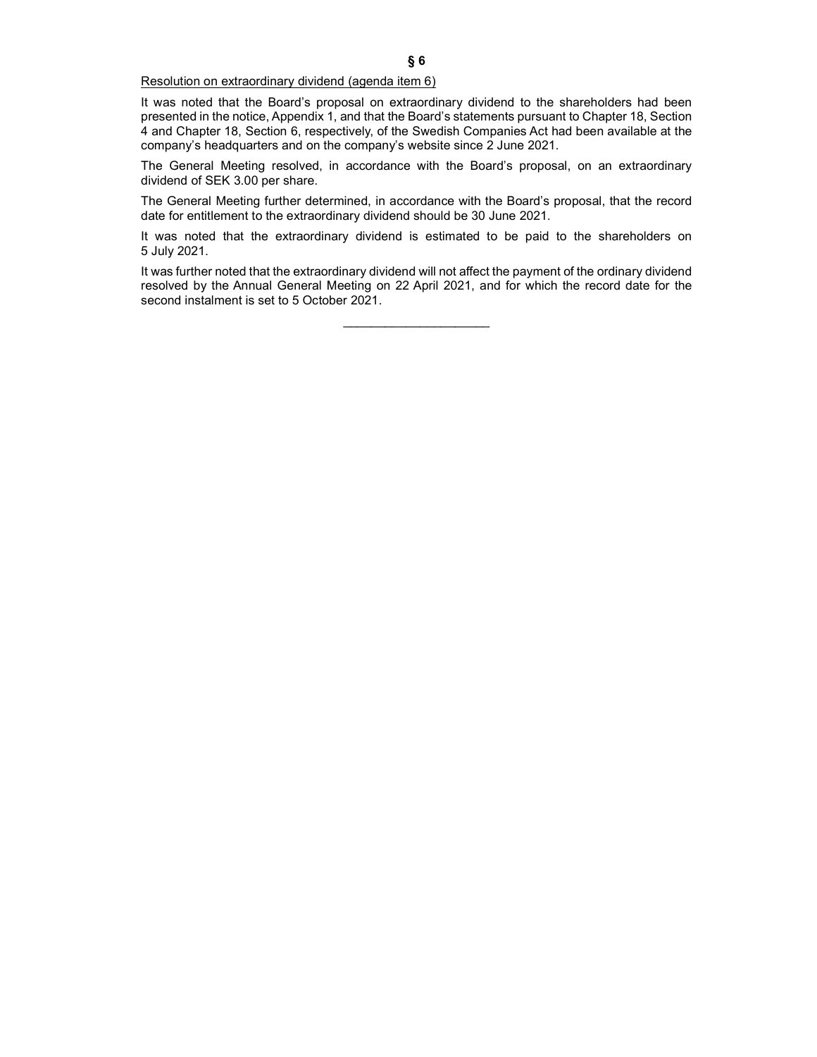**§ 6**

Resolution on extraordinary dividend (agenda item 6)

It was noted that the Board's proposal on extraordinary dividend to the shareholders had been presented in the notice, Appendix 1, and that the Board's statements pursuant to Chapter 18, Section 4 and Chapter 18, Section 6, respectively, of the Swedish Companies Act had been available at the company's headquarters and on the company's website since 2 June 2021.

The General Meeting resolved, in accordance with the Board's proposal, on an extraordinary dividend of SEK 3.00 per share.

The General Meeting further determined, in accordance with the Board's proposal, that the record date for entitlement to the extraordinary dividend should be 30 June 2021.

It was noted that the extraordinary dividend is estimated to be paid to the shareholders on 5 July 2021.

It was further noted that the extraordinary dividend will not affect the payment of the ordinary dividend resolved by the Annual General Meeting on 22 April 2021, and for which the record date for the second instalment is set to 5 October 2021.

\_\_\_\_\_\_\_\_\_\_\_\_\_\_\_\_\_\_\_\_\_\_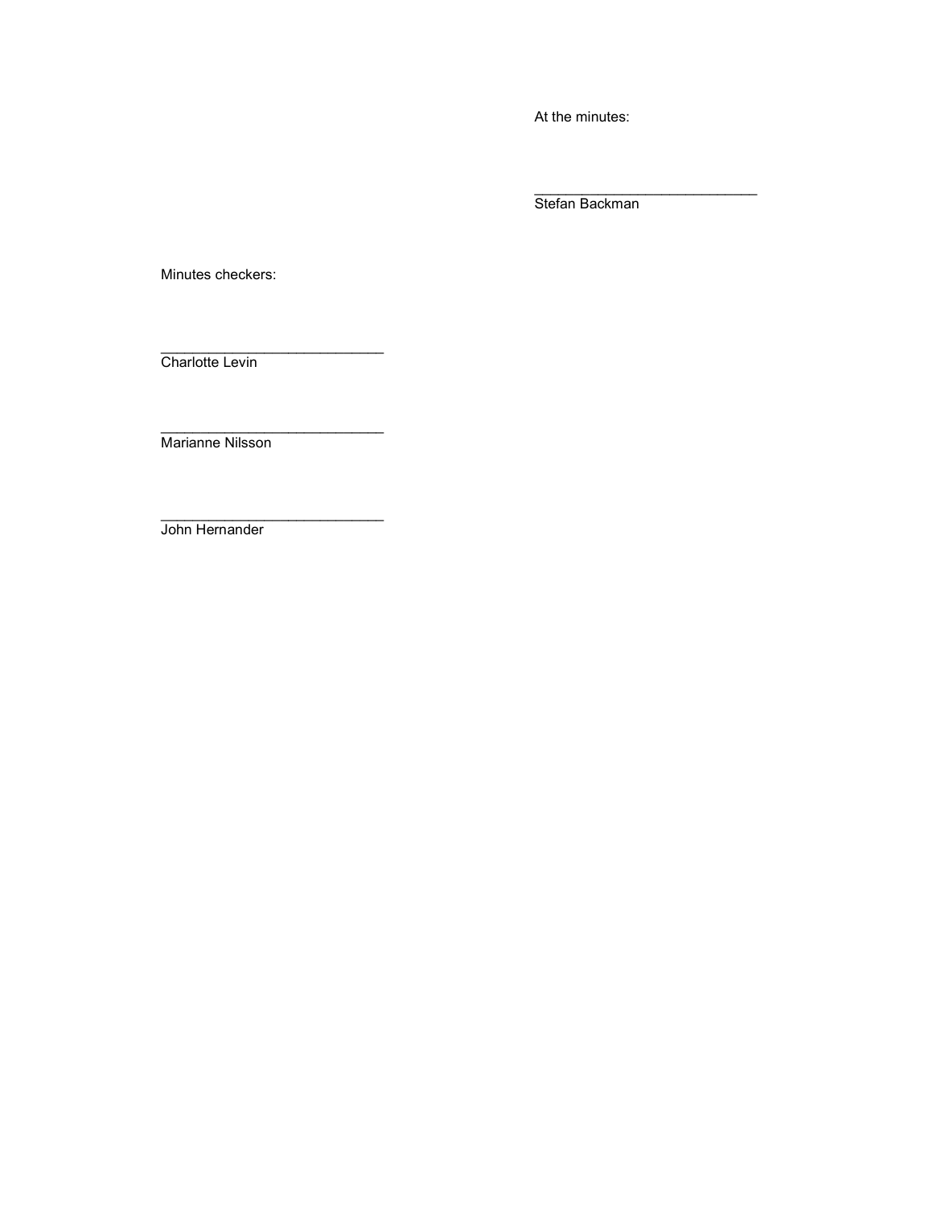At the minutes:

____________________________
Stefan Backman

Minutes checkers:

____________________________
Charlotte Levin

____________________________
Marianne Nilsson

____________________________
John Hernander